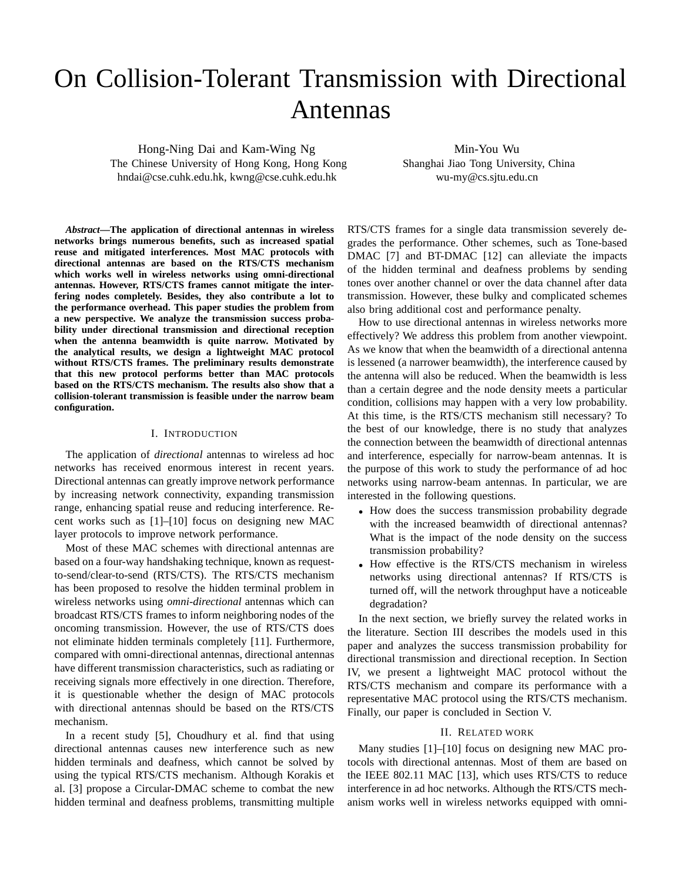# On Collision-Tolerant Transmission with Directional Antennas

Hong-Ning Dai and Kam-Wing Ng
The Chinese University of Hong Kong, Hong Kong
hndai@cse.cuhk.edu.hk, kwng@cse.cuhk.edu.hk

Min-You Wu
Shanghai Jiao Tong University, China
wu-my@cs.sjtu.edu.cn

***Abstract*—The application of directional antennas in wireless networks brings numerous benefits, such as increased spatial reuse and mitigated interferences. Most MAC protocols with directional antennas are based on the RTS/CTS mechanism which works well in wireless networks using omni-directional antennas. However, RTS/CTS frames cannot mitigate the interfering nodes completely. Besides, they also contribute a lot to the performance overhead. This paper studies the problem from a new perspective. We analyze the transmission success probability under directional transmission and directional reception when the antenna beamwidth is quite narrow. Motivated by the analytical results, we design a lightweight MAC protocol without RTS/CTS frames. The preliminary results demonstrate that this new protocol performs better than MAC protocols based on the RTS/CTS mechanism. The results also show that a collision-tolerant transmission is feasible under the narrow beam configuration.**

## I. Introduction

The application of *directional* antennas to wireless ad hoc networks has received enormous interest in recent years. Directional antennas can greatly improve network performance by increasing network connectivity, expanding transmission range, enhancing spatial reuse and reducing interference. Recent works such as [1]–[10] focus on designing new MAC layer protocols to improve network performance.

Most of these MAC schemes with directional antennas are based on a four-way handshaking technique, known as request-to-send/clear-to-send (RTS/CTS). The RTS/CTS mechanism has been proposed to resolve the hidden terminal problem in wireless networks using *omni-directional* antennas which can broadcast RTS/CTS frames to inform neighboring nodes of the oncoming transmission. However, the use of RTS/CTS does not eliminate hidden terminals completely [11]. Furthermore, compared with omni-directional antennas, directional antennas have different transmission characteristics, such as radiating or receiving signals more effectively in one direction. Therefore, it is questionable whether the design of MAC protocols with directional antennas should be based on the RTS/CTS mechanism.

In a recent study [5], Choudhury et al. find that using directional antennas causes new interference such as new hidden terminals and deafness, which cannot be solved by using the typical RTS/CTS mechanism. Although Korakis et al. [3] propose a Circular-DMAC scheme to combat the new hidden terminal and deafness problems, transmitting multiple RTS/CTS frames for a single data transmission severely degrades the performance. Other schemes, such as Tone-based DMAC [7] and BT-DMAC [12] can alleviate the impacts of the hidden terminal and deafness problems by sending tones over another channel or over the data channel after data transmission. However, these bulky and complicated schemes also bring additional cost and performance penalty.

How to use directional antennas in wireless networks more effectively? We address this problem from another viewpoint. As we know that when the beamwidth of a directional antenna is lessened (a narrower beamwidth), the interference caused by the antenna will also be reduced. When the beamwidth is less than a certain degree and the node density meets a particular condition, collisions may happen with a very low probability. At this time, is the RTS/CTS mechanism still necessary? To the best of our knowledge, there is no study that analyzes the connection between the beamwidth of directional antennas and interference, especially for narrow-beam antennas. It is the purpose of this work to study the performance of ad hoc networks using narrow-beam antennas. In particular, we are interested in the following questions.

- How does the success transmission probability degrade with the increased beamwidth of directional antennas? What is the impact of the node density on the success transmission probability?
- How effective is the RTS/CTS mechanism in wireless networks using directional antennas? If RTS/CTS is turned off, will the network throughput have a noticeable degradation?

In the next section, we briefly survey the related works in the literature. Section III describes the models used in this paper and analyzes the success transmission probability for directional transmission and directional reception. In Section IV, we present a lightweight MAC protocol without the RTS/CTS mechanism and compare its performance with a representative MAC protocol using the RTS/CTS mechanism. Finally, our paper is concluded in Section V.

## II. Related work

Many studies [1]–[10] focus on designing new MAC protocols with directional antennas. Most of them are based on the IEEE 802.11 MAC [13], which uses RTS/CTS to reduce interference in ad hoc networks. Although the RTS/CTS mechanism works well in wireless networks equipped with omni-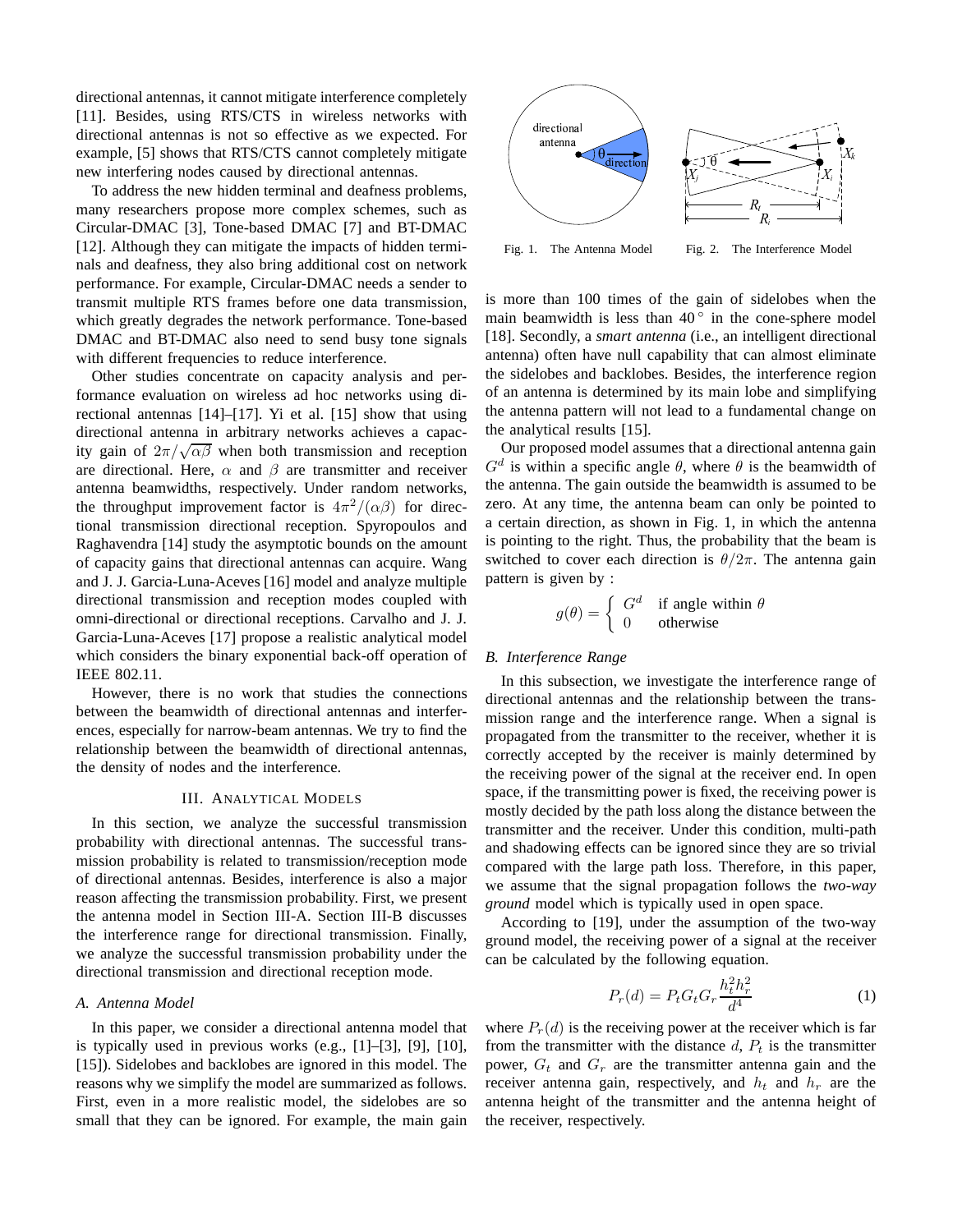directional antennas, it cannot mitigate interference completely [11]. Besides, using RTS/CTS in wireless networks with directional antennas is not so effective as we expected. For example, [5] shows that RTS/CTS cannot completely mitigate new interfering nodes caused by directional antennas.

To address the new hidden terminal and deafness problems, many researchers propose more complex schemes, such as Circular-DMAC [3], Tone-based DMAC [7] and BT-DMAC [12]. Although they can mitigate the impacts of hidden terminals and deafness, they also bring additional cost on network performance. For example, Circular-DMAC needs a sender to transmit multiple RTS frames before one data transmission, which greatly degrades the network performance. Tone-based DMAC and BT-DMAC also need to send busy tone signals with different frequencies to reduce interference.

Other studies concentrate on capacity analysis and performance evaluation on wireless ad hoc networks using directional antennas [14]–[17]. Yi et al. [15] show that using directional antenna in arbitrary networks achieves a capacity gain of $2\pi/\sqrt{\alpha\beta}$ when both transmission and reception are directional. Here, $\alpha$ and $\beta$ are transmitter and receiver antenna beamwidths, respectively. Under random networks, the throughput improvement factor is $4\pi^2/(\alpha\beta)$ for directional transmission directional reception. Spyropoulos and Raghavendra [14] study the asymptotic bounds on the amount of capacity gains that directional antennas can acquire. Wang and J. J. Garcia-Luna-Aceves [16] model and analyze multiple directional transmission and reception modes coupled with omni-directional or directional receptions. Carvalho and J. J. Garcia-Luna-Aceves [17] propose a realistic analytical model which considers the binary exponential back-off operation of IEEE 802.11.

However, there is no work that studies the connections between the beamwidth of directional antennas and interferences, especially for narrow-beam antennas. We try to find the relationship between the beamwidth of directional antennas, the density of nodes and the interference.

## III. Analytical Models

In this section, we analyze the successful transmission probability with directional antennas. The successful transmission probability is related to transmission/reception mode of directional antennas. Besides, interference is also a major reason affecting the transmission probability. First, we present the antenna model in Section III-A. Section III-B discusses the interference range for directional transmission. Finally, we analyze the successful transmission probability under the directional transmission and directional reception mode.

### A. Antenna Model

In this paper, we consider a directional antenna model that is typically used in previous works (e.g., [1]–[3], [9], [10], [15]). Sidelobes and backlobes are ignored in this model. The reasons why we simplify the model are summarized as follows. First, even in a more realistic model, the sidelobes are so small that they can be ignored. For example, the main gain is more than 100 times of the gain of sidelobes when the main beamwidth is less than 40° in the cone-sphere model [18]. Secondly, a *smart antenna* (i.e., an intelligent directional antenna) often have null capability that can almost eliminate the sidelobes and backlobes. Besides, the interference region of an antenna is determined by its main lobe and simplifying the antenna pattern will not lead to a fundamental change on the analytical results [15].

Fig. 1. The Antenna Model

Fig. 2. The Interference Model

Our proposed model assumes that a directional antenna gain $G^d$ is within a specific angle $\theta$, where $\theta$ is the beamwidth of the antenna. The gain outside the beamwidth is assumed to be zero. At any time, the antenna beam can only be pointed to a certain direction, as shown in Fig. 1, in which the antenna is pointing to the right. Thus, the probability that the beam is switched to cover each direction is $\theta/2\pi$. The antenna gain pattern is given by :

$$g(\theta) = \begin{cases} G^d & \text{if angle within } \theta \\ 0 & \text{otherwise} \end{cases}$$

### B. Interference Range

In this subsection, we investigate the interference range of directional antennas and the relationship between the transmission range and the interference range. When a signal is propagated from the transmitter to the receiver, whether it is correctly accepted by the receiver is mainly determined by the receiving power of the signal at the receiver end. In open space, if the transmitting power is fixed, the receiving power is mostly decided by the path loss along the distance between the transmitter and the receiver. Under this condition, multi-path and shadowing effects can be ignored since they are so trivial compared with the large path loss. Therefore, in this paper, we assume that the signal propagation follows the *two-way ground* model which is typically used in open space.

According to [19], under the assumption of the two-way ground model, the receiving power of a signal at the receiver can be calculated by the following equation.

$$P_r(d) = P_t G_t G_r \frac{h_t^2 h_r^2}{d^4} \tag{1}$$

where $P_r(d)$ is the receiving power at the receiver which is far from the transmitter with the distance $d$, $P_t$ is the transmitter power, $G_t$ and $G_r$ are the transmitter antenna gain and the receiver antenna gain, respectively, and $h_t$ and $h_r$ are the antenna height of the transmitter and the antenna height of the receiver, respectively.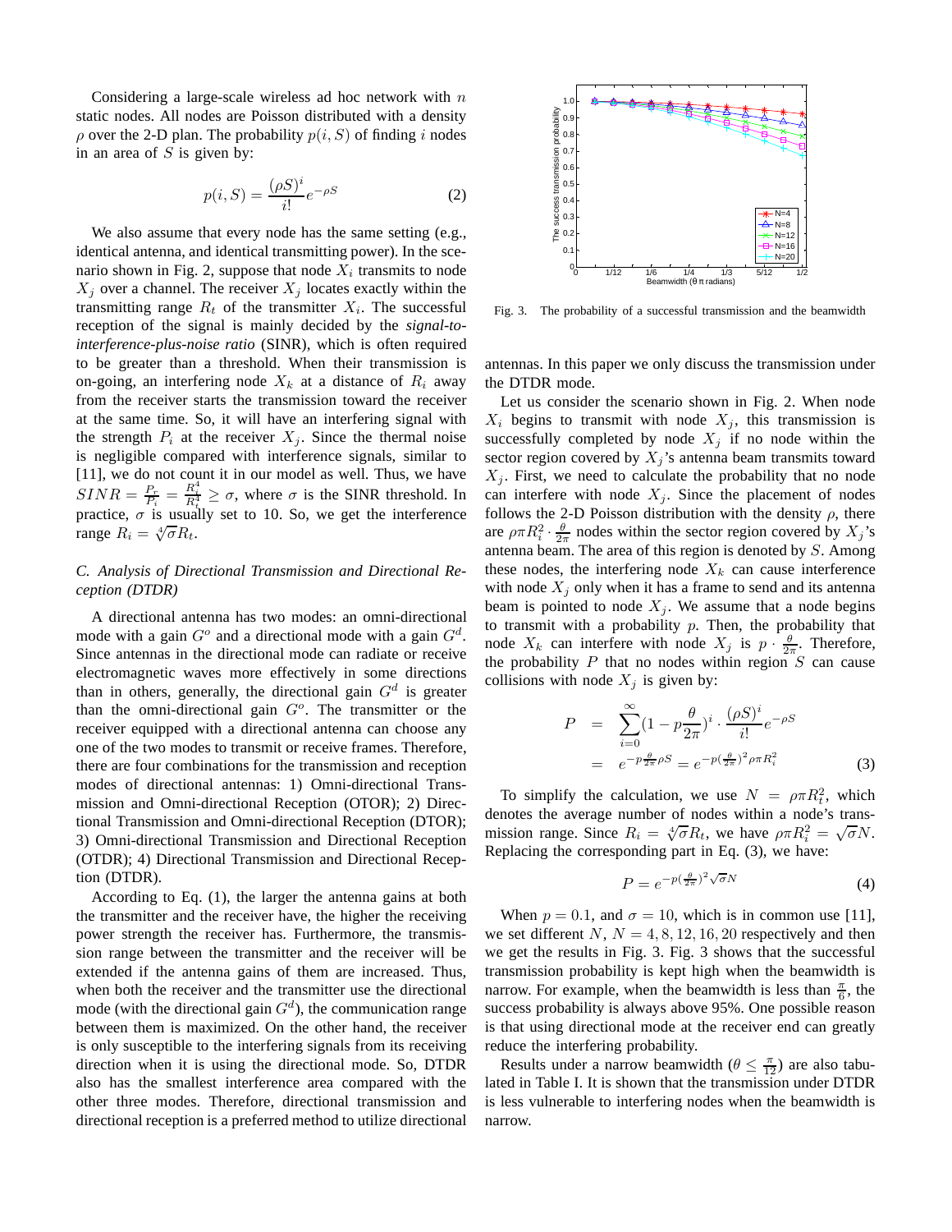Considering a large-scale wireless ad hoc network with $n$ static nodes. All nodes are Poisson distributed with a density $\rho$ over the 2-D plan. The probability $p(i, S)$ of finding $i$ nodes in an area of $S$ is given by:

$$p(i, S) = \frac{(\rho S)^i}{i!} e^{-\rho S} \tag{2}$$

We also assume that every node has the same setting (e.g., identical antenna, and identical transmitting power). In the scenario shown in Fig. 2, suppose that node $X_i$ transmits to node $X_j$ over a channel. The receiver $X_j$ locates exactly within the transmitting range $R_t$ of the transmitter $X_i$. The successful reception of the signal is mainly decided by the *signal-to-interference-plus-noise ratio* (SINR), which is often required to be greater than a threshold. When their transmission is on-going, an interfering node $X_k$ at a distance of $R_i$ away from the receiver starts the transmission toward the receiver at the same time. So, it will have an interfering signal with the strength $P_i$ at the receiver $X_j$. Since the thermal noise is negligible compared with interference signals, similar to [11], we do not count it in our model as well. Thus, we have $SINR = \frac{P_r}{P_i} = \frac{R_i^4}{R_t^4} \geq \sigma$, where $\sigma$ is the SINR threshold. In practice, $\sigma$ is usually set to 10. So, we get the interference range $R_i = \sqrt[4]{\sigma} R_t$.

### C. Analysis of Directional Transmission and Directional Reception (DTDR)

A directional antenna has two modes: an omni-directional mode with a gain $G^o$ and a directional mode with a gain $G^d$. Since antennas in the directional mode can radiate or receive electromagnetic waves more effectively in some directions than in others, generally, the directional gain $G^d$ is greater than the omni-directional gain $G^o$. The transmitter or the receiver equipped with a directional antenna can choose any one of the two modes to transmit or receive frames. Therefore, there are four combinations for the transmission and reception modes of directional antennas: 1) Omni-directional Transmission and Omni-directional Reception (OTOR); 2) Directional Transmission and Omni-directional Reception (DTOR); 3) Omni-directional Transmission and Directional Reception (OTDR); 4) Directional Transmission and Directional Reception (DTDR).

According to Eq. (1), the larger the antenna gains at both the transmitter and the receiver have, the higher the receiving power strength the receiver has. Furthermore, the transmission range between the transmitter and the receiver will be extended if the antenna gains of them are increased. Thus, when both the receiver and the transmitter use the directional mode (with the directional gain $G^d$), the communication range between them is maximized. On the other hand, the receiver is only susceptible to the interfering signals from its receiving direction when it is using the directional mode. So, DTDR also has the smallest interference area compared with the other three modes. Therefore, directional transmission and directional reception is a preferred method to utilize directional antennas. In this paper we only discuss the transmission under the DTDR mode.

Fig. 3. The probability of a successful transmission and the beamwidth

Let us consider the scenario shown in Fig. 2. When node $X_i$ begins to transmit with node $X_j$, this transmission is successfully completed by node $X_j$ if no node within the sector region covered by $X_j$'s antenna beam transmits toward $X_j$. First, we need to calculate the probability that no node can interfere with node $X_j$. Since the placement of nodes follows the 2-D Poisson distribution with the density $\rho$, there are $\rho \pi R_i^2 \cdot \frac{\theta}{2\pi}$ nodes within the sector region covered by $X_j$'s antenna beam. The area of this region is denoted by $S$. Among these nodes, the interfering node $X_k$ can cause interference with node $X_j$ only when it has a frame to send and its antenna beam is pointed to node $X_j$. We assume that a node begins to transmit with a probability $p$. Then, the probability that node $X_k$ can interfere with node $X_j$ is $p \cdot \frac{\theta}{2\pi}$. Therefore, the probability $P$ that no nodes within region $S$ can cause collisions with node $X_j$ is given by:

$$\begin{aligned} P &= \sum_{i=0}^{\infty} (1 - p\frac{\theta}{2\pi})^i \cdot \frac{(\rho S)^i}{i!} e^{-\rho S} \\ &= e^{-p\frac{\theta}{2\pi}\rho S} = e^{-p(\frac{\theta}{2\pi})^2 \rho \pi R_i^2} \end{aligned} \tag{3}$$

To simplify the calculation, we use $N = \rho \pi R_t^2$, which denotes the average number of nodes within a node's transmission range. Since $R_i = \sqrt[4]{\sigma} R_t$, we have $\rho \pi R_i^2 = \sqrt{\sigma} N$. Replacing the corresponding part in Eq. (3), we have:

$$P = e^{-p(\frac{\theta}{2\pi})^2 \sqrt{\sigma} N} \tag{4}$$

When $p = 0.1$, and $\sigma = 10$, which is in common use [11], we set different $N$, $N = 4, 8, 12, 16, 20$ respectively and then we get the results in Fig. 3. Fig. 3 shows that the successful transmission probability is kept high when the beamwidth is narrow. For example, when the beamwidth is less than $\frac{\pi}{6}$, the success probability is always above 95%. One possible reason is that using directional mode at the receiver end can greatly reduce the interfering probability.

Results under a narrow beamwidth ($\theta \leq \frac{\pi}{12}$) are also tabulated in Table I. It is shown that the transmission under DTDR is less vulnerable to interfering nodes when the beamwidth is narrow.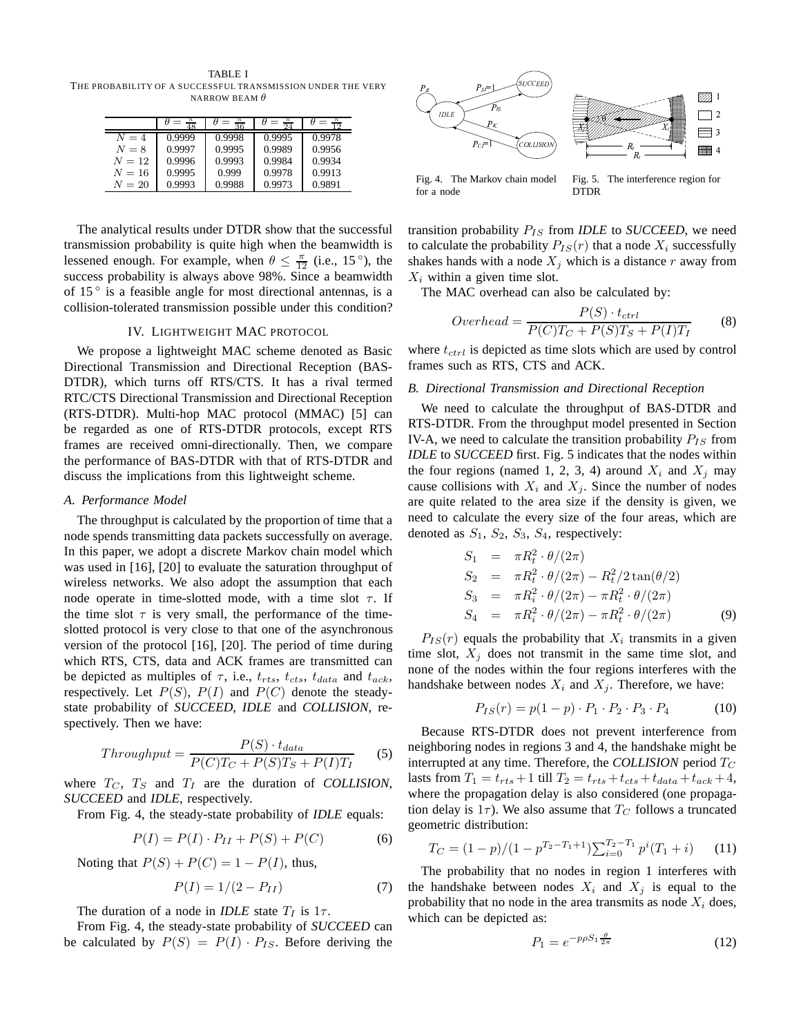TABLE I
THE PROBABILITY OF A SUCCESSFUL TRANSMISSION UNDER THE VERY NARROW BEAM $\theta$

| | $\theta = \frac{\pi}{48}$ | $\theta = \frac{\pi}{36}$ | $\theta = \frac{\pi}{24}$ | $\theta = \frac{\pi}{12}$ |
|---|---|---|---|---|
| $N = 4$ | 0.9999 | 0.9998 | 0.9995 | 0.9978 |
| $N = 8$ | 0.9997 | 0.9995 | 0.9989 | 0.9956 |
| $N = 12$ | 0.9996 | 0.9993 | 0.9984 | 0.9934 |
| $N = 16$ | 0.9995 | 0.999 | 0.9978 | 0.9913 |
| $N = 20$ | 0.9993 | 0.9988 | 0.9973 | 0.9891 |

The analytical results under DTDR show that the successful transmission probability is quite high when the beamwidth is lessened enough. For example, when $\theta \leq \frac{\pi}{12}$ (i.e., $15^\circ$), the success probability is always above 98%. Since a beamwidth of $15^\circ$ is a feasible angle for most directional antennas, is a collision-tolerated transmission possible under this condition?

## IV. Lightweight MAC protocol

We propose a lightweight MAC scheme denoted as Basic Directional Transmission and Directional Reception (BAS-DTDR), which turns off RTS/CTS. It has a rival termed RTC/CTS Directional Transmission and Directional Reception (RTS-DTDR). Multi-hop MAC protocol (MMAC) [5] can be regarded as one of RTS-DTDR protocols, except RTS frames are received omni-directionally. Then, we compare the performance of BAS-DTDR with that of RTS-DTDR and discuss the implications from this lightweight scheme.

### A. Performance Model

The throughput is calculated by the proportion of time that a node spends transmitting data packets successfully on average. In this paper, we adopt a discrete Markov chain model which was used in [16], [20] to evaluate the saturation throughput of wireless networks. We also adopt the assumption that each node operate in time-slotted mode, with a time slot $\tau$. If the time slot $\tau$ is very small, the performance of the time-slotted protocol is very close to that one of the asynchronous version of the protocol [16], [20]. The period of time during which RTS, CTS, data and ACK frames are transmitted can be depicted as multiples of $\tau$, i.e., $t_{rts}$, $t_{cts}$, $t_{data}$ and $t_{ack}$, respectively. Let $P(S)$, $P(I)$ and $P(C)$ denote the steady-state probability of *SUCCEED*, *IDLE* and *COLLISION*, respectively. Then we have:

$$Throughput = \frac{P(S) \cdot t_{data}}{P(C)T_C + P(S)T_S + P(I)T_I} \tag{5}$$

where $T_C$, $T_S$ and $T_I$ are the duration of *COLLISION*, *SUCCEED* and *IDLE*, respectively.

From Fig. 4, the steady-state probability of *IDLE* equals:

$$P(I) = P(I) \cdot P_{II} + P(S) + P(C) \tag{6}$$

Noting that $P(S) + P(C) = 1 - P(I)$, thus,

$$P(I) = 1/(2 - P_{II}) \tag{7}$$

The duration of a node in *IDLE* state $T_I$ is $1\tau$.

From Fig. 4, the steady-state probability of *SUCCEED* can be calculated by $P(S) = P(I) \cdot P_{IS}$. Before deriving the transition probability $P_{IS}$ from *IDLE* to *SUCCEED*, we need to calculate the probability $P_{IS}(r)$ that a node $X_i$ successfully shakes hands with a node $X_j$ which is a distance $r$ away from $X_i$ within a given time slot.

Fig. 4. The Markov chain model for a node

Fig. 5. The interference region for DTDR

The MAC overhead can also be calculated by:

$$Overhead = \frac{P(S) \cdot t_{ctrl}}{P(C)T_C + P(S)T_S + P(I)T_I} \tag{8}$$

where $t_{ctrl}$ is depicted as time slots which are used by control frames such as RTS, CTS and ACK.

### B. Directional Transmission and Directional Reception

We need to calculate the throughput of BAS-DTDR and RTS-DTDR. From the throughput model presented in Section IV-A, we need to calculate the transition probability $P_{IS}$ from *IDLE* to *SUCCEED* first. Fig. 5 indicates that the nodes within the four regions (named 1, 2, 3, 4) around $X_i$ and $X_j$ may cause collisions with $X_i$ and $X_j$. Since the number of nodes are quite related to the area size if the density is given, we need to calculate the every size of the four areas, which are denoted as $S_1$, $S_2$, $S_3$, $S_4$, respectively:

$$\begin{aligned}
S_1 &= \pi R_t^2 \cdot \theta/(2\pi) \\
S_2 &= \pi R_t^2 \cdot \theta/(2\pi) - R_t^2/2\tan(\theta/2) \\
S_3 &= \pi R_i^2 \cdot \theta/(2\pi) - \pi R_t^2 \cdot \theta/(2\pi) \\
S_4 &= \pi R_i^2 \cdot \theta/(2\pi) - \pi R_t^2 \cdot \theta/(2\pi)
\end{aligned} \tag{9}$$

$P_{IS}(r)$ equals the probability that $X_i$ transmits in a given time slot, $X_j$ does not transmit in the same time slot, and none of the nodes within the four regions interferes with the handshake between nodes $X_i$ and $X_j$. Therefore, we have:

$$P_{IS}(r) = p(1-p) \cdot P_1 \cdot P_2 \cdot P_3 \cdot P_4 \tag{10}$$

Because RTS-DTDR does not prevent interference from neighboring nodes in regions 3 and 4, the handshake might be interrupted at any time. Therefore, the *COLLISION* period $T_C$ lasts from $T_1 = t_{rts}+1$ till $T_2 = t_{rts}+t_{cts}+t_{data}+t_{ack}+4$, where the propagation delay is also considered (one propagation delay is $1\tau$). We also assume that $T_C$ follows a truncated geometric distribution:

$$T_C = (1-p)/(1-p^{T_2-T_1+1})\sum_{i=0}^{T_2-T_1} p^i(T_1+i) \tag{11}$$

The probability that no nodes in region 1 interferes with the handshake between nodes $X_i$ and $X_j$ is equal to the probability that no node in the area transmits as node $X_i$ does, which can be depicted as:

$$P_1 = e^{-p\rho S_1 \frac{\theta}{2\pi}} \tag{12}$$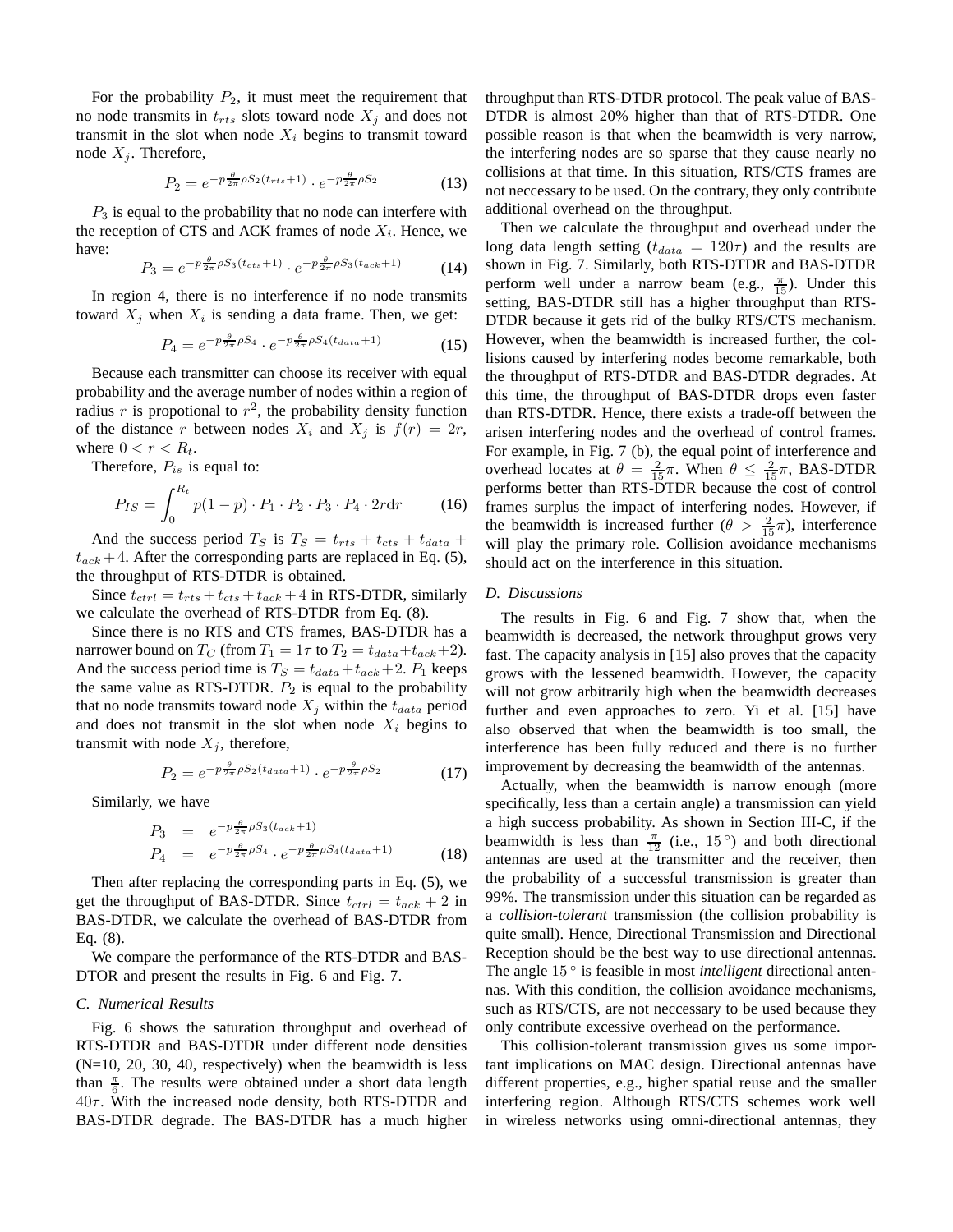For the probability $P_2$, it must meet the requirement that no node transmits in $t_{rts}$ slots toward node $X_j$ and does not transmit in the slot when node $X_i$ begins to transmit toward node $X_j$. Therefore,

$$P_2 = e^{-p\frac{\theta}{2\pi}\rho S_2(t_{rts}+1)} \cdot e^{-p\frac{\theta}{2\pi}\rho S_2} \tag{13}$$

$P_3$ is equal to the probability that no node can interfere with the reception of CTS and ACK frames of node $X_i$. Hence, we have:

$$P_3 = e^{-p\frac{\theta}{2\pi}\rho S_3(t_{cts}+1)} \cdot e^{-p\frac{\theta}{2\pi}\rho S_3(t_{ack}+1)} \tag{14}$$

In region 4, there is no interference if no node transmits toward $X_j$ when $X_i$ is sending a data frame. Then, we get:

$$P_4 = e^{-p\frac{\theta}{2\pi}\rho S_4} \cdot e^{-p\frac{\theta}{2\pi}\rho S_4(t_{data}+1)} \tag{15}$$

Because each transmitter can choose its receiver with equal probability and the average number of nodes within a region of radius $r$ is propotional to $r^2$, the probability density function of the distance $r$ between nodes $X_i$ and $X_j$ is $f(r) = 2r$, where $0 < r < R_t$.

Therefore, $P_{is}$ is equal to:

$$P_{IS} = \int_0^{R_t} p(1-p) \cdot P_1 \cdot P_2 \cdot P_3 \cdot P_4 \cdot 2r\mathrm{d}r \tag{16}$$

And the success period $T_S$ is $T_S = t_{rts} + t_{cts} + t_{data} + t_{ack} + 4$. After the corresponding parts are replaced in Eq. (5), the throughput of RTS-DTDR is obtained.

Since $t_{ctrl} = t_{rts} + t_{cts} + t_{ack} + 4$ in RTS-DTDR, similarly we calculate the overhead of RTS-DTDR from Eq. (8).

Since there is no RTS and CTS frames, BAS-DTDR has a narrower bound on $T_C$ (from $T_1 = 1\tau$ to $T_2 = t_{data} + t_{ack} + 2$). And the success period time is $T_S = t_{data} + t_{ack} + 2$. $P_1$ keeps the same value as RTS-DTDR. $P_2$ is equal to the probability that no node transmits toward node $X_j$ within the $t_{data}$ period and does not transmit in the slot when node $X_i$ begins to transmit with node $X_j$, therefore,

$$P_2 = e^{-p\frac{\theta}{2\pi}\rho S_2(t_{data}+1)} \cdot e^{-p\frac{\theta}{2\pi}\rho S_2} \tag{17}$$

Similarly, we have

$$\begin{aligned} P_3 &= e^{-p\frac{\theta}{2\pi}\rho S_3(t_{ack}+1)} \\ P_4 &= e^{-p\frac{\theta}{2\pi}\rho S_4} \cdot e^{-p\frac{\theta}{2\pi}\rho S_4(t_{data}+1)} \end{aligned} \tag{18}$$

Then after replacing the corresponding parts in Eq. (5), we get the throughput of BAS-DTDR. Since $t_{ctrl} = t_{ack} + 2$ in BAS-DTDR, we calculate the overhead of BAS-DTDR from Eq. (8).

We compare the performance of the RTS-DTDR and BAS-DTOR and present the results in Fig. 6 and Fig. 7.

### C. Numerical Results

Fig. 6 shows the saturation throughput and overhead of RTS-DTDR and BAS-DTDR under different node densities (N=10, 20, 30, 40, respectively) when the beamwidth is less than $\frac{\pi}{6}$. The results were obtained under a short data length $40\tau$. With the increased node density, both RTS-DTDR and BAS-DTDR degrade. The BAS-DTDR has a much higher throughput than RTS-DTDR protocol. The peak value of BAS-DTDR is almost 20% higher than that of RTS-DTDR. One possible reason is that when the beamwidth is very narrow, the interfering nodes are so sparse that they cause nearly no collisions at that time. In this situation, RTS/CTS frames are not neccessary to be used. On the contrary, they only contribute additional overhead on the throughput.

Then we calculate the throughput and overhead under the long data length setting ($t_{data} = 120\tau$) and the results are shown in Fig. 7. Similarly, both RTS-DTDR and BAS-DTDR perform well under a narrow beam (e.g., $\frac{\pi}{15}$). Under this setting, BAS-DTDR still has a higher throughput than RTS-DTDR because it gets rid of the bulky RTS/CTS mechanism. However, when the beamwidth is increased further, the collisions caused by interfering nodes become remarkable, both the throughput of RTS-DTDR and BAS-DTDR degrades. At this time, the throughput of BAS-DTDR drops even faster than RTS-DTDR. Hence, there exists a trade-off between the arisen interfering nodes and the overhead of control frames. For example, in Fig. 7 (b), the equal point of interference and overhead locates at $\theta = \frac{2}{15}\pi$. When $\theta \leq \frac{2}{15}\pi$, BAS-DTDR performs better than RTS-DTDR because the cost of control frames surplus the impact of interfering nodes. However, if the beamwidth is increased further ($\theta > \frac{2}{15}\pi$), interference will play the primary role. Collision avoidance mechanisms should act on the interference in this situation.

### D. Discussions

The results in Fig. 6 and Fig. 7 show that, when the beamwidth is decreased, the network throughput grows very fast. The capacity analysis in [15] also proves that the capacity grows with the lessened beamwidth. However, the capacity will not grow arbitrarily high when the beamwidth decreases further and even approaches to zero. Yi et al. [15] have also observed that when the beamwidth is too small, the interference has been fully reduced and there is no further improvement by decreasing the beamwidth of the antennas.

Actually, when the beamwidth is narrow enough (more specifically, less than a certain angle) a transmission can yield a high success probability. As shown in Section III-C, if the beamwidth is less than $\frac{\pi}{12}$ (i.e., $15^\circ$) and both directional antennas are used at the transmitter and the receiver, then the probability of a successful transmission is greater than 99%. The transmission under this situation can be regarded as a *collision-tolerant* transmission (the collision probability is quite small). Hence, Directional Transmission and Directional Reception should be the best way to use directional antennas. The angle $15^\circ$ is feasible in most *intelligent* directional antennas. With this condition, the collision avoidance mechanisms, such as RTS/CTS, are not neccessary to be used because they only contribute excessive overhead on the performance.

This collision-tolerant transmission gives us some important implications on MAC design. Directional antennas have different properties, e.g., higher spatial reuse and the smaller interfering region. Although RTS/CTS schemes work well in wireless networks using omni-directional antennas, they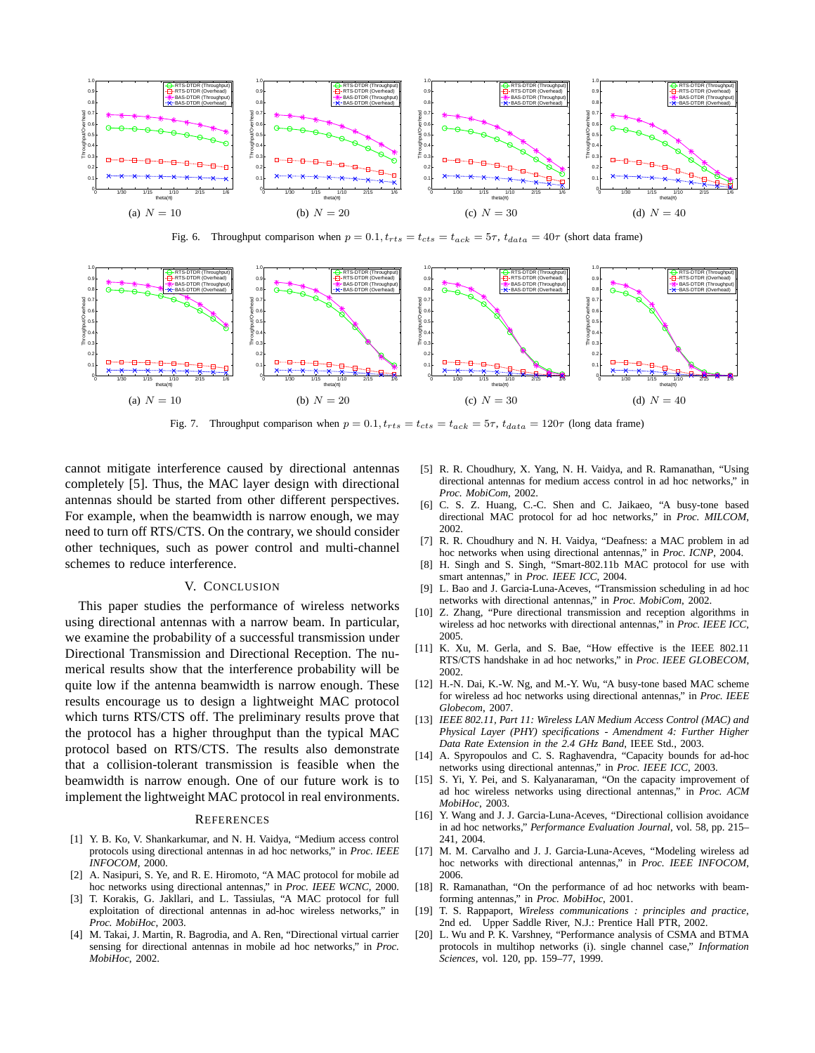Throughput/Overhead

theta(π)

RTS-DTDR (Throughput)
RTS-DTDR (Overhead)
BAS-DTDR (Throughput)
BAS-DTDR (Overhead)

(a) $N = 10$ (b) $N = 20$ (c) $N = 30$ (d) $N = 40$

Fig. 6. Throughput comparison when $p = 0.1, t_{rts} = t_{cts} = t_{ack} = 5\tau$, $t_{data} = 40\tau$ (short data frame)

Throughput/Overhead

theta(π)

RTS-DTDR (Throughput)
RTS-DTDR (Overhead)
BAS-DTDR (Throughput)
BAS-DTDR (Overhead)

(a) $N = 10$ (b) $N = 20$ (c) $N = 30$ (d) $N = 40$

Fig. 7. Throughput comparison when $p = 0.1, t_{rts} = t_{cts} = t_{ack} = 5\tau$, $t_{data} = 120\tau$ (long data frame)

cannot mitigate interference caused by directional antennas completely [5]. Thus, the MAC layer design with directional antennas should be started from other different perspectives. For example, when the beamwidth is narrow enough, we may need to turn off RTS/CTS. On the contrary, we should consider other techniques, such as power control and multi-channel schemes to reduce interference.

## V. Conclusion

This paper studies the performance of wireless networks using directional antennas with a narrow beam. In particular, we examine the probability of a successful transmission under Directional Transmission and Directional Reception. The numerical results show that the interference probability will be quite low if the antenna beamwidth is narrow enough. These results encourage us to design a lightweight MAC protocol which turns RTS/CTS off. The preliminary results prove that the protocol has a higher throughput than the typical MAC protocol based on RTS/CTS. The results also demonstrate that a collision-tolerant transmission is feasible when the beamwidth is narrow enough. One of our future work is to implement the lightweight MAC protocol in real environments.

## References

[1] Y. B. Ko, V. Shankarkumar, and N. H. Vaidya, "Medium access control protocols using directional antennas in ad hoc networks," in *Proc. IEEE INFOCOM*, 2000.

[2] A. Nasipuri, S. Ye, and R. E. Hiromoto, "A MAC protocol for mobile ad hoc networks using directional antennas," in *Proc. IEEE WCNC*, 2000.

[3] T. Korakis, G. Jakllari, and L. Tassiulas, "A MAC protocol for full exploitation of directional antennas in ad-hoc wireless networks," in *Proc. MobiHoc*, 2003.

[4] M. Takai, J. Martin, R. Bagrodia, and A. Ren, "Directional virtual carrier sensing for directional antennas in mobile ad hoc networks," in *Proc. MobiHoc*, 2002.

[5] R. R. Choudhury, X. Yang, N. H. Vaidya, and R. Ramanathan, "Using directional antennas for medium access control in ad hoc networks," in *Proc. MobiCom*, 2002.

[6] C. S. Z. Huang, C.-C. Shen and C. Jaikaeo, "A busy-tone based directional MAC protocol for ad hoc networks," in *Proc. MILCOM*, 2002.

[7] R. R. Choudhury and N. H. Vaidya, "Deafness: a MAC problem in ad hoc networks when using directional antennas," in *Proc. ICNP*, 2004.

[8] H. Singh and S. Singh, "Smart-802.11b MAC protocol for use with smart antennas," in *Proc. IEEE ICC*, 2004.

[9] L. Bao and J. Garcia-Luna-Aceves, "Transmission scheduling in ad hoc networks with directional antennas," in *Proc. MobiCom*, 2002.

[10] Z. Zhang, "Pure directional transmission and reception algorithms in wireless ad hoc networks with directional antennas," in *Proc. IEEE ICC*, 2005.

[11] K. Xu, M. Gerla, and S. Bae, "How effective is the IEEE 802.11 RTS/CTS handshake in ad hoc networks," in *Proc. IEEE GLOBECOM*, 2002.

[12] H.-N. Dai, K.-W. Ng, and M.-Y. Wu, "A busy-tone based MAC scheme for wireless ad hoc networks using directional antennas," in *Proc. IEEE Globecom*, 2007.

[13] *IEEE 802.11, Part 11: Wireless LAN Medium Access Control (MAC) and Physical Layer (PHY) specifications - Amendment 4: Further Higher Data Rate Extension in the 2.4 GHz Band*, IEEE Std., 2003.

[14] A. Spyropoulos and C. S. Raghavendra, "Capacity bounds for ad-hoc networks using directional antennas," in *Proc. IEEE ICC*, 2003.

[15] S. Yi, Y. Pei, and S. Kalyanaraman, "On the capacity improvement of ad hoc wireless networks using directional antennas," in *Proc. ACM MobiHoc*, 2003.

[16] Y. Wang and J. J. Garcia-Luna-Aceves, "Directional collision avoidance in ad hoc networks," *Performance Evaluation Journal*, vol. 58, pp. 215–241, 2004.

[17] M. M. Carvalho and J. J. Garcia-Luna-Aceves, "Modeling wireless ad hoc networks with directional antennas," in *Proc. IEEE INFOCOM*, 2006.

[18] R. Ramanathan, "On the performance of ad hoc networks with beamforming antennas," in *Proc. MobiHoc*, 2001.

[19] T. S. Rappaport, *Wireless communications : principles and practice*, 2nd ed. Upper Saddle River, N.J.: Prentice Hall PTR, 2002.

[20] L. Wu and P. K. Varshney, "Performance analysis of CSMA and BTMA protocols in multihop networks (i). single channel case," *Information Sciences*, vol. 120, pp. 159–77, 1999.